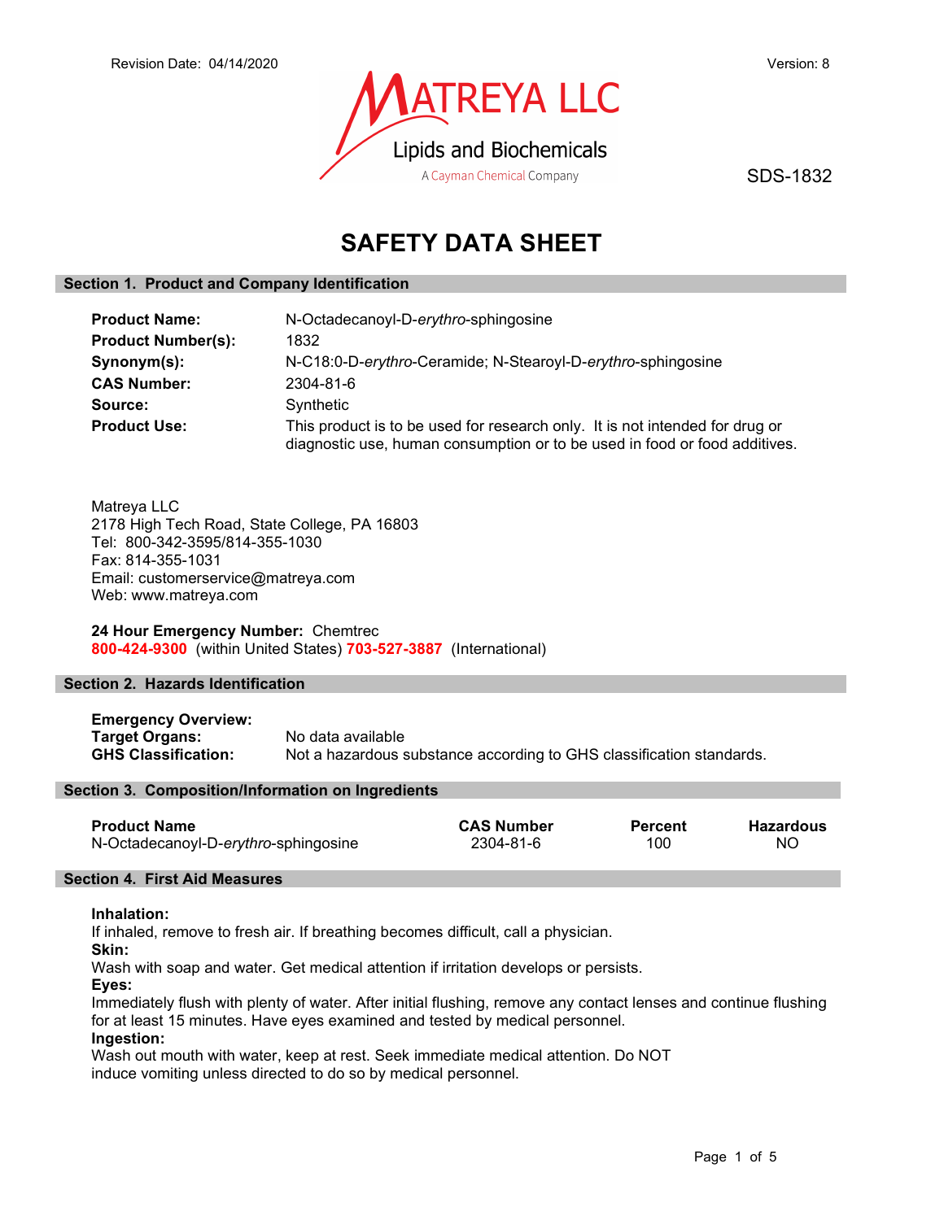Revision Date: 04/14/2020 Version: 8

MATREYA LLC
Lipids and Biochemicals
A Cayman Chemical Company

SDS-1832

# SAFETY DATA SHEET

## Section 1. Product and Company Identification

| | |
|---|---|
| **Product Name:** | N-Octadecanoyl-D-*erythro*-sphingosine |
| **Product Number(s):** | 1832 |
| **Synonym(s):** | N-C18:0-D-*erythro*-Ceramide; N-Stearoyl-D-*erythro*-sphingosine |
| **CAS Number:** | 2304-81-6 |
| **Source:** | Synthetic |
| **Product Use:** | This product is to be used for research only. It is not intended for drug or diagnostic use, human consumption or to be used in food or food additives. |

Matreya LLC
2178 High Tech Road, State College, PA 16803
Tel: 800-342-3595/814-355-1030
Fax: 814-355-1031
Email: customerservice@matreya.com
Web: www.matreya.com

**24 Hour Emergency Number:** Chemtrec
**800-424-9300** (within United States) **703-527-3887** (International)

## Section 2. Hazards Identification

**Emergency Overview:**
**Target Organs:** No data available
**GHS Classification:** Not a hazardous substance according to GHS classification standards.

## Section 3. Composition/Information on Ingredients

| Product Name | CAS Number | Percent | Hazardous |
|---|---|---|---|
| N-Octadecanoyl-D-*erythro*-sphingosine | 2304-81-6 | 100 | NO |

## Section 4. First Aid Measures

**Inhalation:**
If inhaled, remove to fresh air. If breathing becomes difficult, call a physician.

**Skin:**
Wash with soap and water. Get medical attention if irritation develops or persists.

**Eyes:**
Immediately flush with plenty of water. After initial flushing, remove any contact lenses and continue flushing for at least 15 minutes. Have eyes examined and tested by medical personnel.

**Ingestion:**
Wash out mouth with water, keep at rest. Seek immediate medical attention. Do NOT induce vomiting unless directed to do so by medical personnel.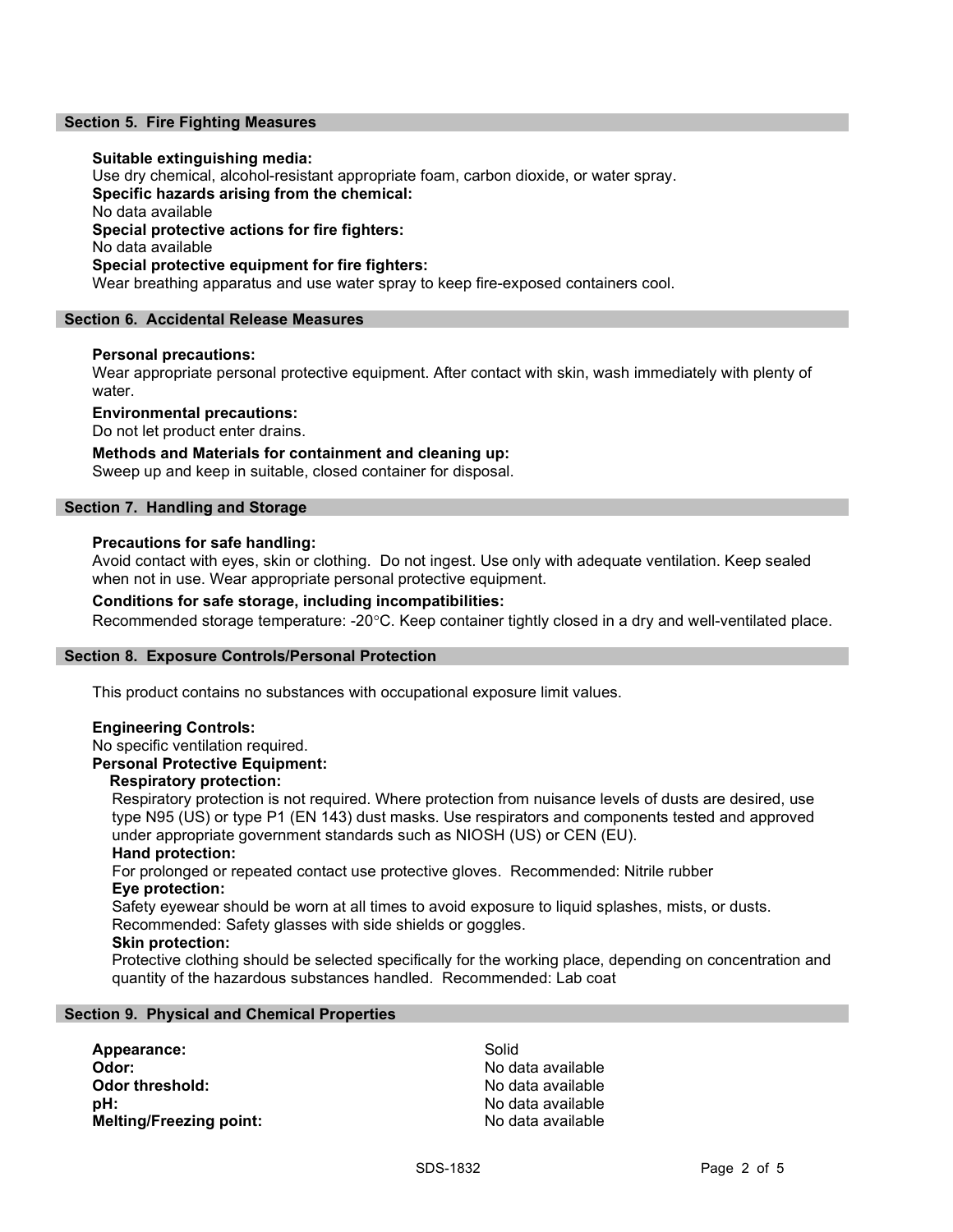## Section 5. Fire Fighting Measures

**Suitable extinguishing media:**
Use dry chemical, alcohol-resistant appropriate foam, carbon dioxide, or water spray.
**Specific hazards arising from the chemical:**
No data available
**Special protective actions for fire fighters:**
No data available
**Special protective equipment for fire fighters:**
Wear breathing apparatus and use water spray to keep fire-exposed containers cool.

## Section 6. Accidental Release Measures

**Personal precautions:**
Wear appropriate personal protective equipment. After contact with skin, wash immediately with plenty of water.

**Environmental precautions:**
Do not let product enter drains.

**Methods and Materials for containment and cleaning up:**
Sweep up and keep in suitable, closed container for disposal.

## Section 7. Handling and Storage

**Precautions for safe handling:**
Avoid contact with eyes, skin or clothing. Do not ingest. Use only with adequate ventilation. Keep sealed when not in use. Wear appropriate personal protective equipment.

**Conditions for safe storage, including incompatibilities:**
Recommended storage temperature: -20°C. Keep container tightly closed in a dry and well-ventilated place.

## Section 8. Exposure Controls/Personal Protection

This product contains no substances with occupational exposure limit values.

**Engineering Controls:**
No specific ventilation required.
**Personal Protective Equipment:**

**Respiratory protection:**
Respiratory protection is not required. Where protection from nuisance levels of dusts are desired, use type N95 (US) or type P1 (EN 143) dust masks. Use respirators and components tested and approved under appropriate government standards such as NIOSH (US) or CEN (EU).

**Hand protection:**
For prolonged or repeated contact use protective gloves. Recommended: Nitrile rubber

**Eye protection:**
Safety eyewear should be worn at all times to avoid exposure to liquid splashes, mists, or dusts. Recommended: Safety glasses with side shields or goggles.

**Skin protection:**
Protective clothing should be selected specifically for the working place, depending on concentration and quantity of the hazardous substances handled. Recommended: Lab coat

## Section 9. Physical and Chemical Properties

| | |
|---|---|
| **Appearance:** | Solid |
| **Odor:** | No data available |
| **Odor threshold:** | No data available |
| **pH:** | No data available |
| **Melting/Freezing point:** | No data available |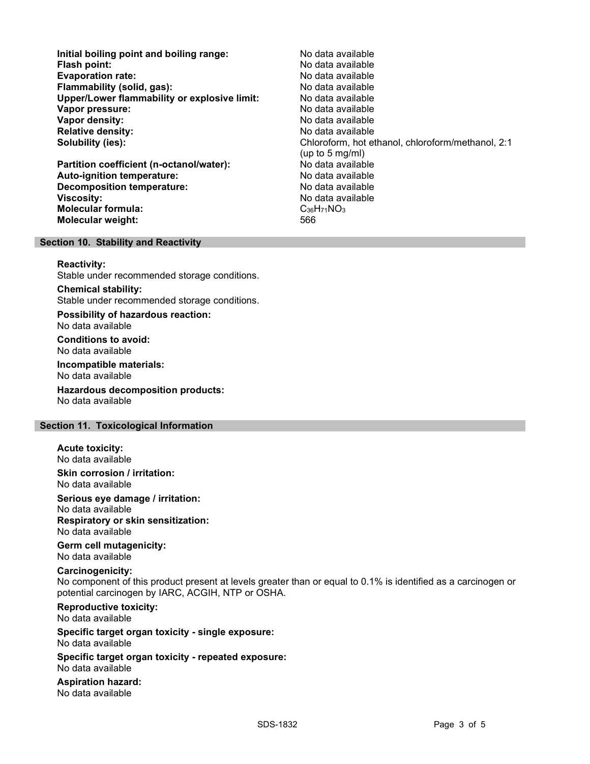| | |
|---|---|
| **Initial boiling point and boiling range:** | No data available |
| **Flash point:** | No data available |
| **Evaporation rate:** | No data available |
| **Flammability (solid, gas):** | No data available |
| **Upper/Lower flammability or explosive limit:** | No data available |
| **Vapor pressure:** | No data available |
| **Vapor density:** | No data available |
| **Relative density:** | No data available |
| **Solubility (ies):** | Chloroform, hot ethanol, chloroform/methanol, 2:1 (up to 5 mg/ml) |
| **Partition coefficient (n-octanol/water):** | No data available |
| **Auto-ignition temperature:** | No data available |
| **Decomposition temperature:** | No data available |
| **Viscosity:** | No data available |
| **Molecular formula:** | $C_{36}H_{71}NO_3$ |
| **Molecular weight:** | 566 |

## Section 10. Stability and Reactivity

**Reactivity:**
Stable under recommended storage conditions.

**Chemical stability:**
Stable under recommended storage conditions.

**Possibility of hazardous reaction:**
No data available

**Conditions to avoid:**
No data available

**Incompatible materials:**
No data available

**Hazardous decomposition products:**
No data available

## Section 11. Toxicological Information

**Acute toxicity:**
No data available

**Skin corrosion / irritation:**
No data available

**Serious eye damage / irritation:**
No data available

**Respiratory or skin sensitization:**
No data available

**Germ cell mutagenicity:**
No data available

**Carcinogenicity:**
No component of this product present at levels greater than or equal to 0.1% is identified as a carcinogen or potential carcinogen by IARC, ACGIH, NTP or OSHA.

**Reproductive toxicity:**
No data available

**Specific target organ toxicity - single exposure:**
No data available

**Specific target organ toxicity - repeated exposure:**
No data available

**Aspiration hazard:**
No data available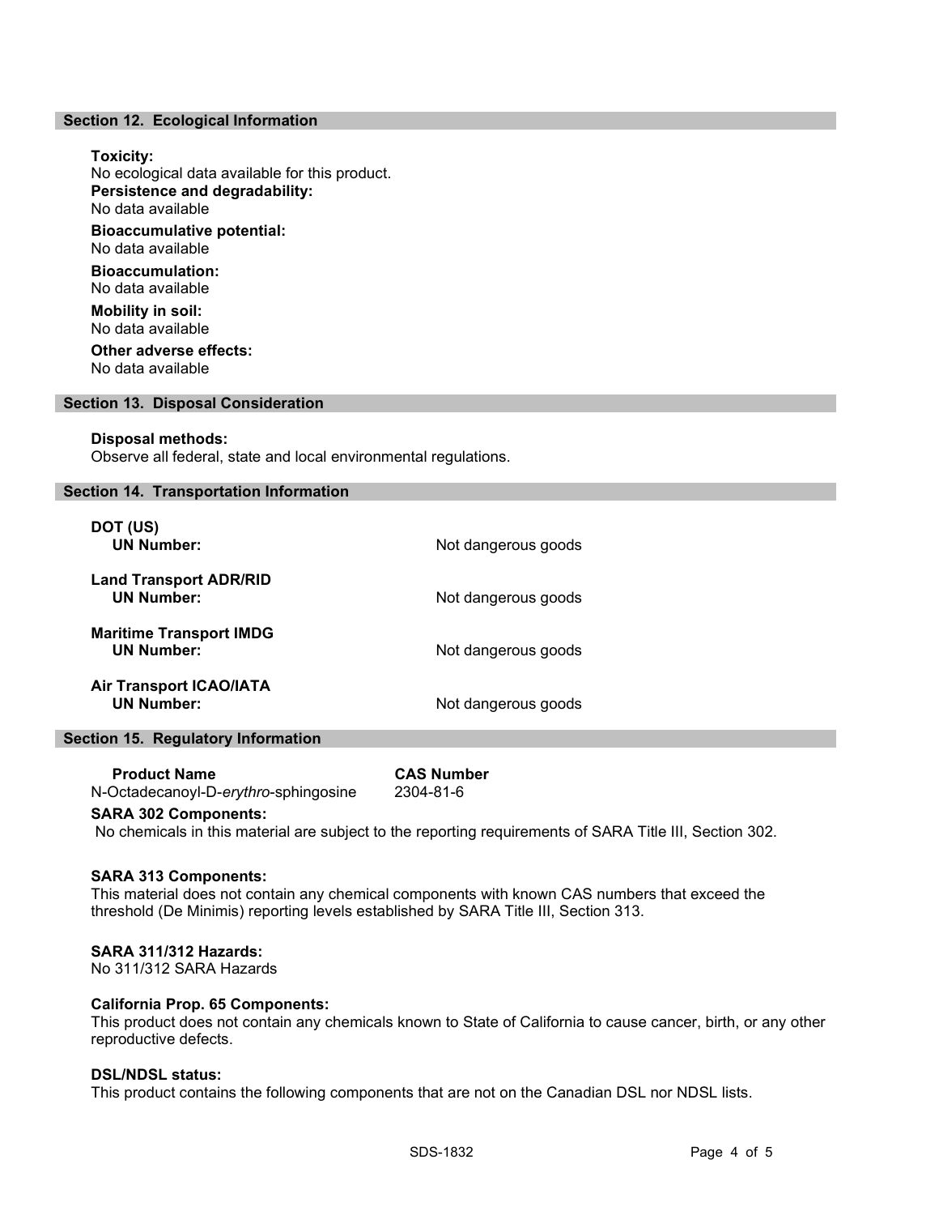## Section 12. Ecological Information

**Toxicity:**
No ecological data available for this product.

**Persistence and degradability:**
No data available

**Bioaccumulative potential:**
No data available

**Bioaccumulation:**
No data available

**Mobility in soil:**
No data available

**Other adverse effects:**
No data available

## Section 13. Disposal Consideration

**Disposal methods:**
Observe all federal, state and local environmental regulations.

## Section 14. Transportation Information

| | |
|---|---|
| **DOT (US)** **UN Number:** | Not dangerous goods |
| **Land Transport ADR/RID** **UN Number:** | Not dangerous goods |
| **Maritime Transport IMDG** **UN Number:** | Not dangerous goods |
| **Air Transport ICAO/IATA** **UN Number:** | Not dangerous goods |

## Section 15. Regulatory Information

| Product Name | CAS Number |
|---|---|
| N-Octadecanoyl-D-*erythro*-sphingosine | 2304-81-6 |

**SARA 302 Components:**
No chemicals in this material are subject to the reporting requirements of SARA Title III, Section 302.

**SARA 313 Components:**
This material does not contain any chemical components with known CAS numbers that exceed the threshold (De Minimis) reporting levels established by SARA Title III, Section 313.

**SARA 311/312 Hazards:**
No 311/312 SARA Hazards

**California Prop. 65 Components:**
This product does not contain any chemicals known to State of California to cause cancer, birth, or any other reproductive defects.

**DSL/NDSL status:**
This product contains the following components that are not on the Canadian DSL nor NDSL lists.

SDS-1832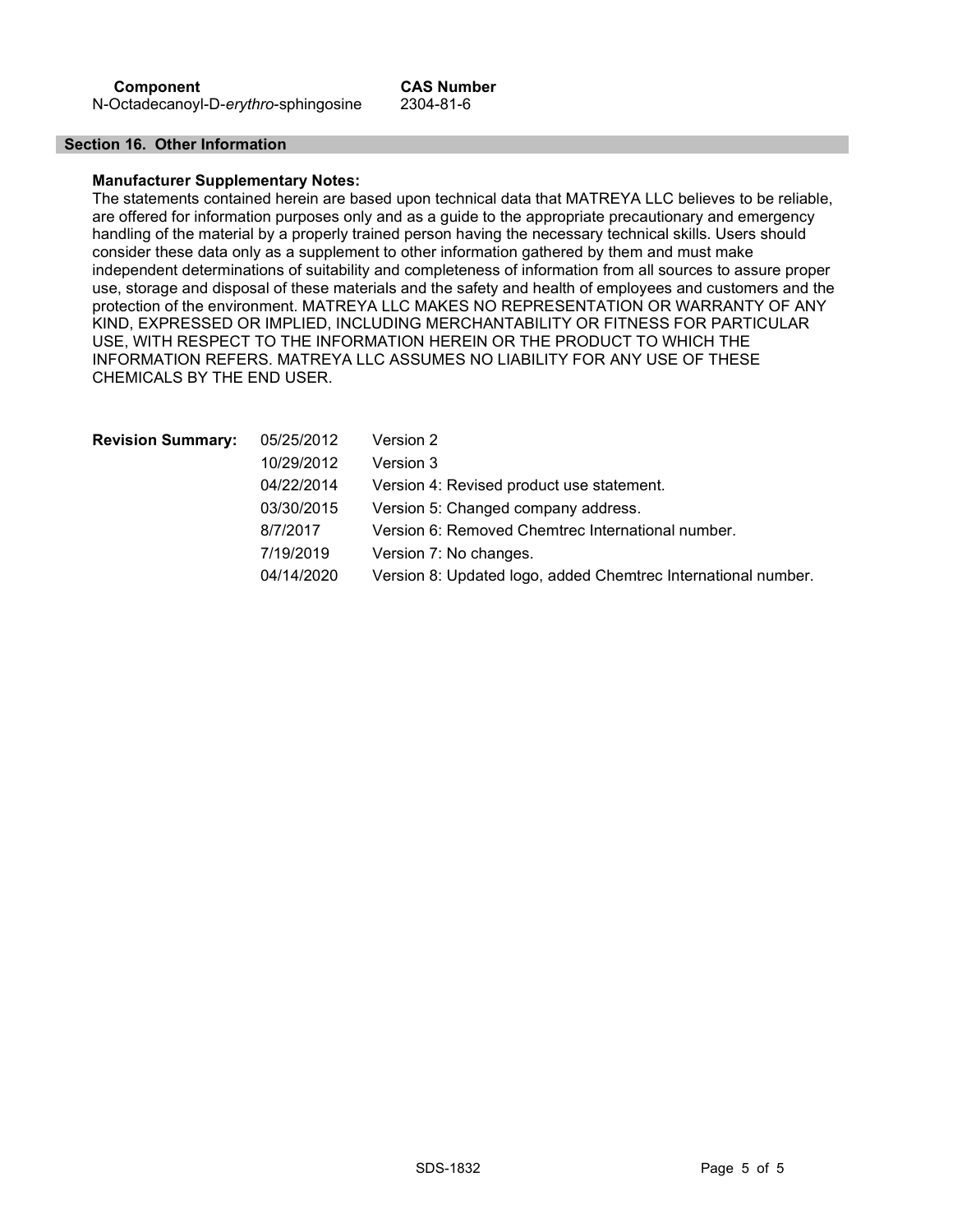| Component | CAS Number |
| --- | --- |
| N-Octadecanoyl-D-*erythro*-sphingosine | 2304-81-6 |

## Section 16. Other Information

**Manufacturer Supplementary Notes:**

The statements contained herein are based upon technical data that MATREYA LLC believes to be reliable, are offered for information purposes only and as a guide to the appropriate precautionary and emergency handling of the material by a properly trained person having the necessary technical skills. Users should consider these data only as a supplement to other information gathered by them and must make independent determinations of suitability and completeness of information from all sources to assure proper use, storage and disposal of these materials and the safety and health of employees and customers and the protection of the environment. MATREYA LLC MAKES NO REPRESENTATION OR WARRANTY OF ANY KIND, EXPRESSED OR IMPLIED, INCLUDING MERCHANTABILITY OR FITNESS FOR PARTICULAR USE, WITH RESPECT TO THE INFORMATION HEREIN OR THE PRODUCT TO WHICH THE INFORMATION REFERS. MATREYA LLC ASSUMES NO LIABILITY FOR ANY USE OF THESE CHEMICALS BY THE END USER.

| | | |
| --- | --- | --- |
| **Revision Summary:** | 05/25/2012 | Version 2 |
| | 10/29/2012 | Version 3 |
| | 04/22/2014 | Version 4: Revised product use statement. |
| | 03/30/2015 | Version 5: Changed company address. |
| | 8/7/2017 | Version 6: Removed Chemtrec International number. |
| | 7/19/2019 | Version 7: No changes. |
| | 04/14/2020 | Version 8: Updated logo, added Chemtrec International number. |

SDS-1832